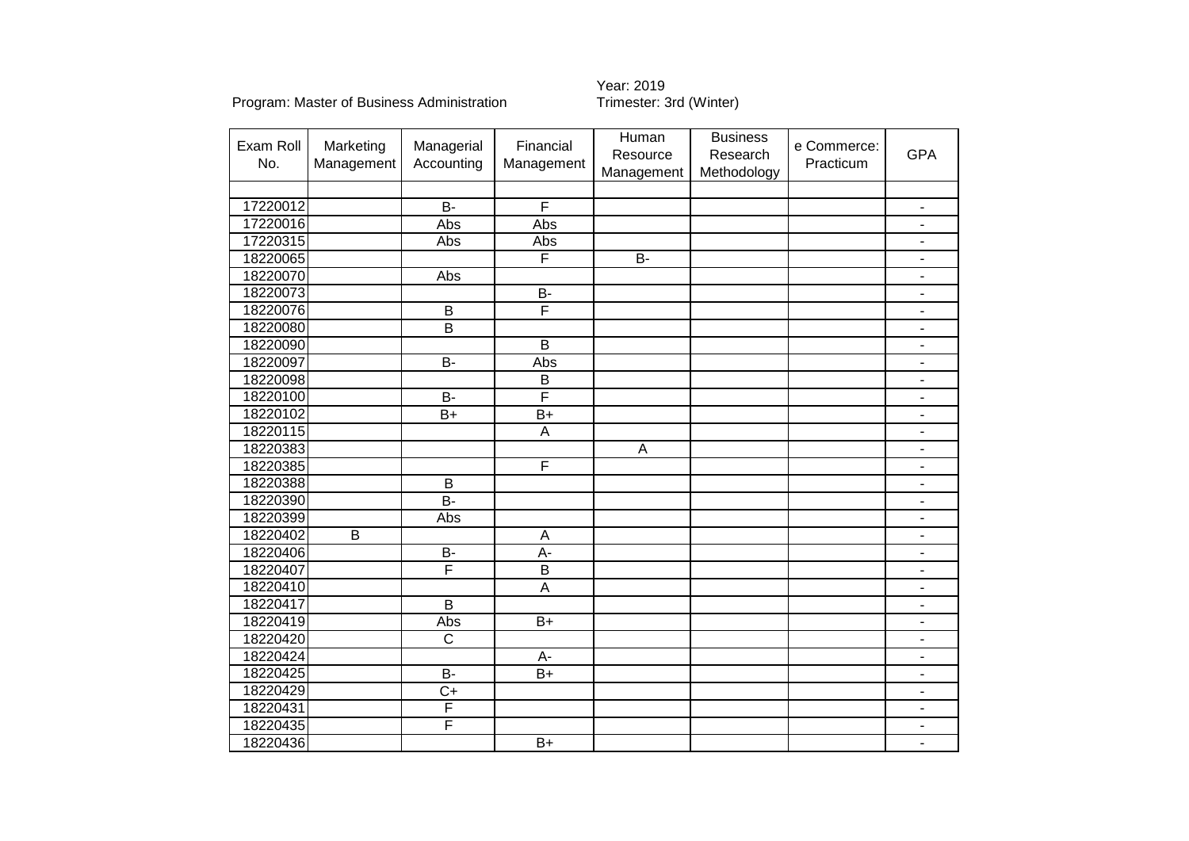Year: 2019

Program: Master of Business Administration Trimester: 3rd (Winter)

| Exam Roll No. | Marketing Management | Managerial Accounting | Financial Management | Human Resource Management | Business Research Methodology | e Commerce: Practicum | GPA |
|---|---|---|---|---|---|---|---|
| | | | | | | | |
| 17220012 | | B- | F | | | | - |
| 17220016 | | Abs | Abs | | | | - |
| 17220315 | | Abs | Abs | | | | - |
| 18220065 | | | F | B- | | | - |
| 18220070 | | Abs | | | | | - |
| 18220073 | | | B- | | | | - |
| 18220076 | | B | F | | | | - |
| 18220080 | | B | | | | | - |
| 18220090 | | | B | | | | - |
| 18220097 | | B- | Abs | | | | - |
| 18220098 | | | B | | | | - |
| 18220100 | | B- | F | | | | - |
| 18220102 | | B+ | B+ | | | | - |
| 18220115 | | | A | | | | - |
| 18220383 | | | | A | | | - |
| 18220385 | | | F | | | | - |
| 18220388 | | B | | | | | - |
| 18220390 | | B- | | | | | - |
| 18220399 | | Abs | | | | | - |
| 18220402 | B | | A | | | | - |
| 18220406 | | B- | A- | | | | - |
| 18220407 | | F | B | | | | - |
| 18220410 | | | A | | | | - |
| 18220417 | | B | | | | | - |
| 18220419 | | Abs | B+ | | | | - |
| 18220420 | | C | | | | | - |
| 18220424 | | | A- | | | | - |
| 18220425 | | B- | B+ | | | | - |
| 18220429 | | C+ | | | | | - |
| 18220431 | | F | | | | | - |
| 18220435 | | F | | | | | - |
| 18220436 | | | B+ | | | | - |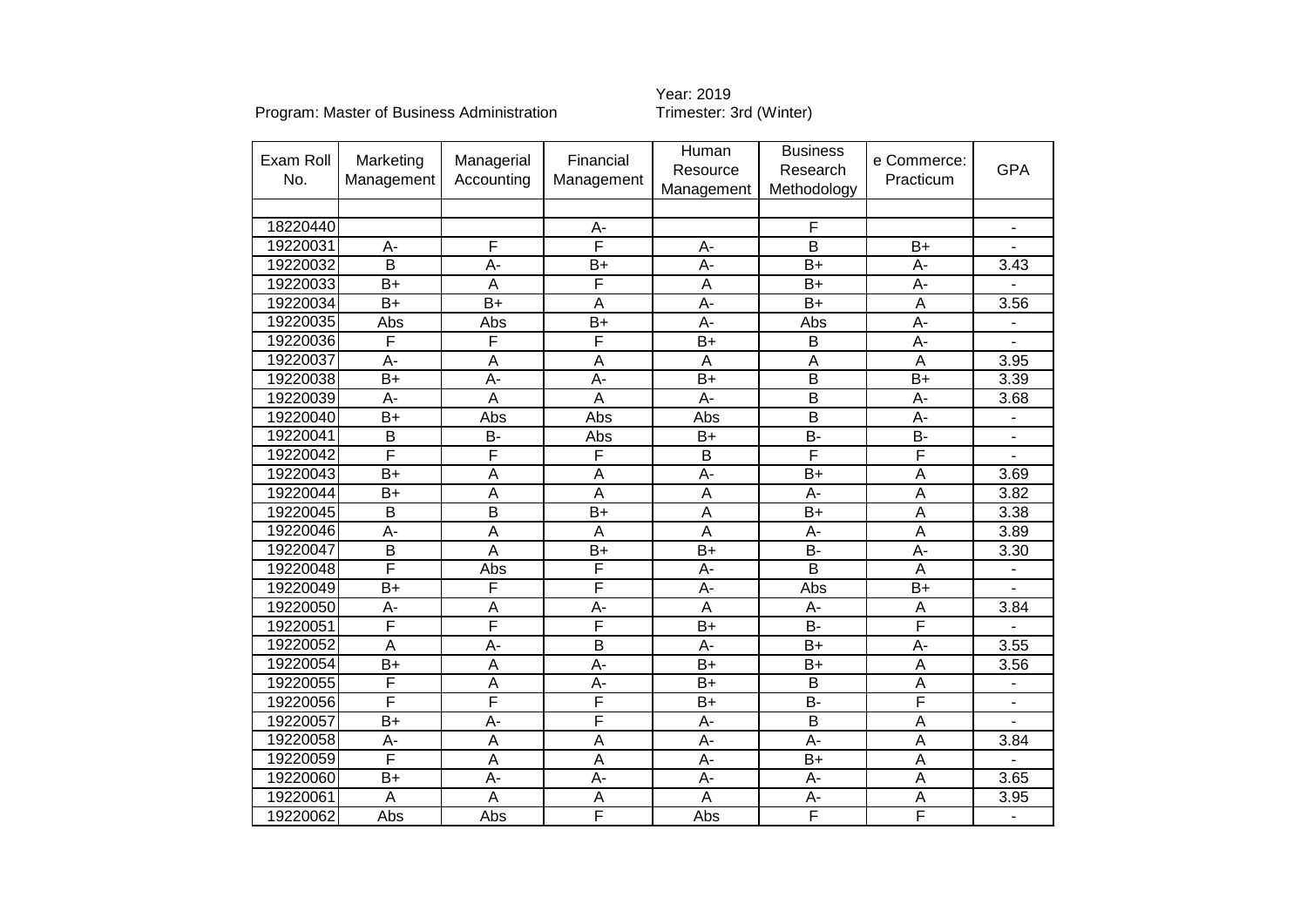Program: Master of Business Administration

Year: 2019
Trimester: 3rd (Winter)

| Exam Roll No. | Marketing Management | Managerial Accounting | Financial Management | Human Resource Management | Business Research Methodology | e Commerce: Practicum | GPA |
|---|---|---|---|---|---|---|---|
| | | | | | | | |
| 18220440 | | | A- | | F | | - |
| 19220031 | A- | F | F | A- | B | B+ | - |
| 19220032 | B | A- | B+ | A- | B+ | A- | 3.43 |
| 19220033 | B+ | A | F | A | B+ | A- | - |
| 19220034 | B+ | B+ | A | A- | B+ | A | 3.56 |
| 19220035 | Abs | Abs | B+ | A- | Abs | A- | - |
| 19220036 | F | F | F | B+ | B | A- | - |
| 19220037 | A- | A | A | A | A | A | 3.95 |
| 19220038 | B+ | A- | A- | B+ | B | B+ | 3.39 |
| 19220039 | A- | A | A | A- | B | A- | 3.68 |
| 19220040 | B+ | Abs | Abs | Abs | B | A- | - |
| 19220041 | B | B- | Abs | B+ | B- | B- | - |
| 19220042 | F | F | F | B | F | F | - |
| 19220043 | B+ | A | A | A- | B+ | A | 3.69 |
| 19220044 | B+ | A | A | A | A- | A | 3.82 |
| 19220045 | B | B | B+ | A | B+ | A | 3.38 |
| 19220046 | A- | A | A | A | A- | A | 3.89 |
| 19220047 | B | A | B+ | B+ | B- | A- | 3.30 |
| 19220048 | F | Abs | F | A- | B | A | - |
| 19220049 | B+ | F | F | A- | Abs | B+ | - |
| 19220050 | A- | A | A- | A | A- | A | 3.84 |
| 19220051 | F | F | F | B+ | B- | F | - |
| 19220052 | A | A- | B | A- | B+ | A- | 3.55 |
| 19220054 | B+ | A | A- | B+ | B+ | A | 3.56 |
| 19220055 | F | A | A- | B+ | B | A | - |
| 19220056 | F | F | F | B+ | B- | F | - |
| 19220057 | B+ | A- | F | A- | B | A | - |
| 19220058 | A- | A | A | A- | A- | A | 3.84 |
| 19220059 | F | A | A | A- | B+ | A | - |
| 19220060 | B+ | A- | A- | A- | A- | A | 3.65 |
| 19220061 | A | A | A | A | A- | A | 3.95 |
| 19220062 | Abs | Abs | F | Abs | F | F | - |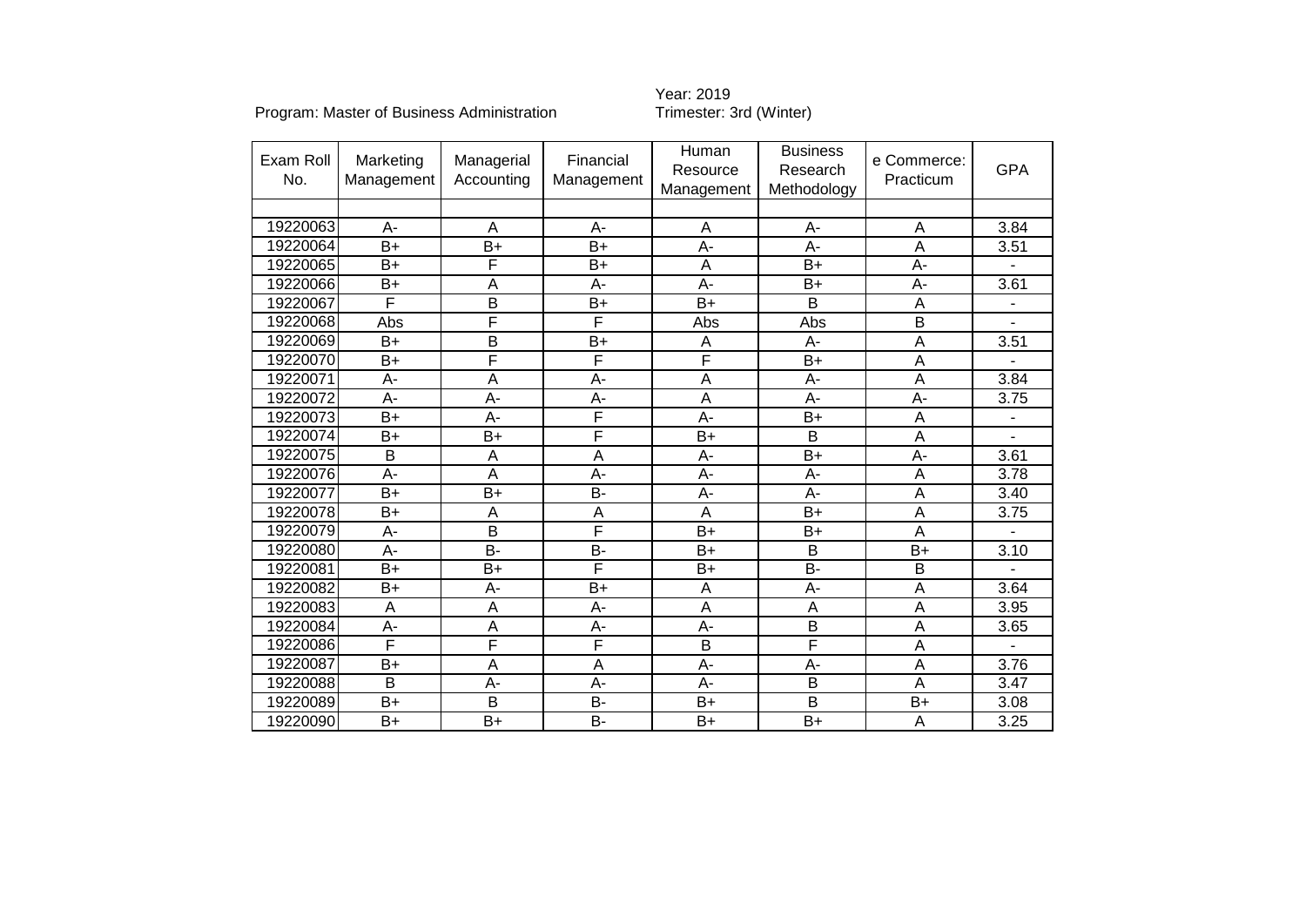Program: Master of Business Administration

Year: 2019
Trimester: 3rd (Winter)

| Exam Roll No. | Marketing Management | Managerial Accounting | Financial Management | Human Resource Management | Business Research Methodology | e Commerce: Practicum | GPA |
|---|---|---|---|---|---|---|---|
| | | | | | | | |
| 19220063 | A- | A | A- | A | A- | A | 3.84 |
| 19220064 | B+ | B+ | B+ | A- | A- | A | 3.51 |
| 19220065 | B+ | F | B+ | A | B+ | A- | - |
| 19220066 | B+ | A | A- | A- | B+ | A- | 3.61 |
| 19220067 | F | B | B+ | B+ | B | A | - |
| 19220068 | Abs | F | F | Abs | Abs | B | - |
| 19220069 | B+ | B | B+ | A | A- | A | 3.51 |
| 19220070 | B+ | F | F | F | B+ | A | - |
| 19220071 | A- | A | A- | A | A- | A | 3.84 |
| 19220072 | A- | A- | A- | A | A- | A- | 3.75 |
| 19220073 | B+ | A- | F | A- | B+ | A | - |
| 19220074 | B+ | B+ | F | B+ | B | A | - |
| 19220075 | B | A | A | A- | B+ | A- | 3.61 |
| 19220076 | A- | A | A- | A- | A- | A | 3.78 |
| 19220077 | B+ | B+ | B- | A- | A- | A | 3.40 |
| 19220078 | B+ | A | A | A | B+ | A | 3.75 |
| 19220079 | A- | B | F | B+ | B+ | A | - |
| 19220080 | A- | B- | B- | B+ | B | B+ | 3.10 |
| 19220081 | B+ | B+ | F | B+ | B- | B | - |
| 19220082 | B+ | A- | B+ | A | A- | A | 3.64 |
| 19220083 | A | A | A- | A | A | A | 3.95 |
| 19220084 | A- | A | A- | A- | B | A | 3.65 |
| 19220086 | F | F | F | B | F | A | - |
| 19220087 | B+ | A | A | A- | A- | A | 3.76 |
| 19220088 | B | A- | A- | A- | B | A | 3.47 |
| 19220089 | B+ | B | B- | B+ | B | B+ | 3.08 |
| 19220090 | B+ | B+ | B- | B+ | B+ | A | 3.25 |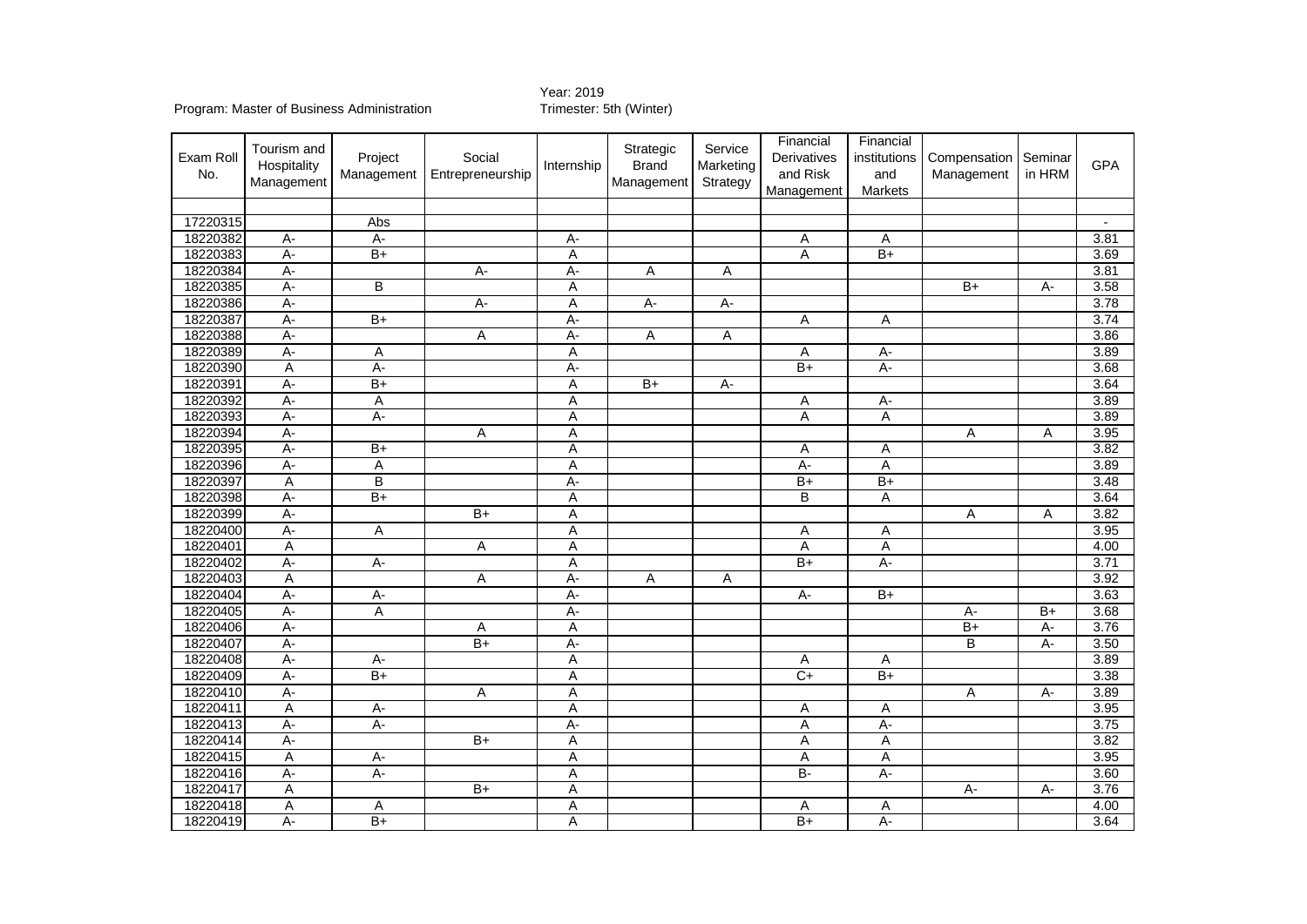Program: Master of Business Administration

Year: 2019
Trimester: 5th (Winter)

| Exam Roll No. | Tourism and Hospitality Management | Project Management | Social Entrepreneurship | Internship | Strategic Brand Management | Service Marketing Strategy | Financial Derivatives and Risk Management | Financial institutions and Markets | Compensation Management | Seminar in HRM | GPA |
|---|---|---|---|---|---|---|---|---|---|---|---|
| | | | | | | | | | | | |
| 17220315 | | Abs | | | | | | | | | - |
| 18220382 | A- | A- | | A- | | | A | A | | | 3.81 |
| 18220383 | A- | B+ | | A | | | A | B+ | | | 3.69 |
| 18220384 | A- | | A- | A- | A | A | | | | | 3.81 |
| 18220385 | A- | B | | A | | | | | B+ | A- | 3.58 |
| 18220386 | A- | | A- | A | A- | A- | | | | | 3.78 |
| 18220387 | A- | B+ | | A- | | | A | A | | | 3.74 |
| 18220388 | A- | | A | A- | A | A | | | | | 3.86 |
| 18220389 | A- | A | | A | | | A | A- | | | 3.89 |
| 18220390 | A | A- | | A- | | | B+ | A- | | | 3.68 |
| 18220391 | A- | B+ | | A | B+ | A- | | | | | 3.64 |
| 18220392 | A- | A | | A | | | A | A- | | | 3.89 |
| 18220393 | A- | A- | | A | | | A | A | | | 3.89 |
| 18220394 | A- | | A | A | | | | | A | A | 3.95 |
| 18220395 | A- | B+ | | A | | | A | A | | | 3.82 |
| 18220396 | A- | A | | A | | | A- | A | | | 3.89 |
| 18220397 | A | B | | A- | | | B+ | B+ | | | 3.48 |
| 18220398 | A- | B+ | | A | | | B | A | | | 3.64 |
| 18220399 | A- | | B+ | A | | | | | A | A | 3.82 |
| 18220400 | A- | A | | A | | | A | A | | | 3.95 |
| 18220401 | A | | A | A | | | A | A | | | 4.00 |
| 18220402 | A- | A- | | A | | | B+ | A- | | | 3.71 |
| 18220403 | A | | A | A- | A | A | | | | | 3.92 |
| 18220404 | A- | A- | | A- | | | A- | B+ | | | 3.63 |
| 18220405 | A- | A | | A- | | | | | A- | B+ | 3.68 |
| 18220406 | A- | | A | A | | | | | B+ | A- | 3.76 |
| 18220407 | A- | | B+ | A- | | | | | B | A- | 3.50 |
| 18220408 | A- | A- | | A | | | A | A | | | 3.89 |
| 18220409 | A- | B+ | | A | | | C+ | B+ | | | 3.38 |
| 18220410 | A- | | A | A | | | | | A | A- | 3.89 |
| 18220411 | A | A- | | A | | | A | A | | | 3.95 |
| 18220413 | A- | A- | | A- | | | A | A- | | | 3.75 |
| 18220414 | A- | | B+ | A | | | A | A | | | 3.82 |
| 18220415 | A | A- | | A | | | A | A | | | 3.95 |
| 18220416 | A- | A- | | A | | | B- | A- | | | 3.60 |
| 18220417 | A | | B+ | A | | | | | A- | A- | 3.76 |
| 18220418 | A | A | | A | | | A | A | | | 4.00 |
| 18220419 | A- | B+ | | A | | | B+ | A- | | | 3.64 |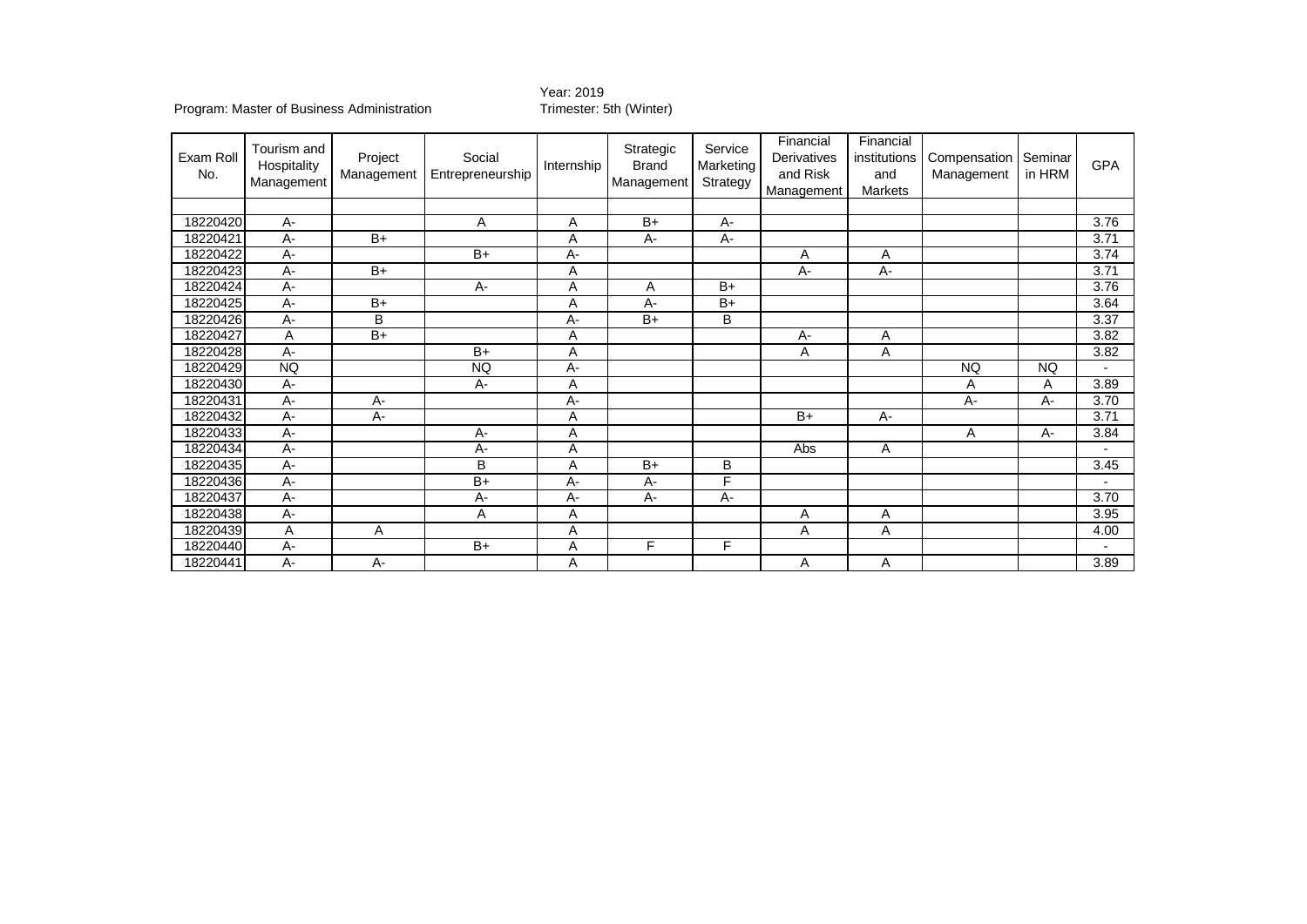Program: Master of Business Administration

Year: 2019
Trimester: 5th (Winter)

| Exam Roll No. | Tourism and Hospitality Management | Project Management | Social Entrepreneurship | Internship | Strategic Brand Management | Service Marketing Strategy | Financial Derivatives and Risk Management | Financial institutions and Markets | Compensation Management | Seminar in HRM | GPA |
|---|---|---|---|---|---|---|---|---|---|---|---|
| | | | | | | | | | | | |
| 18220420 | A- | | A | A | B+ | A- | | | | | 3.76 |
| 18220421 | A- | B+ | | A | A- | A- | | | | | 3.71 |
| 18220422 | A- | | B+ | A- | | | A | A | | | 3.74 |
| 18220423 | A- | B+ | | A | | | A- | A- | | | 3.71 |
| 18220424 | A- | | A- | A | A | B+ | | | | | 3.76 |
| 18220425 | A- | B+ | | A | A- | B+ | | | | | 3.64 |
| 18220426 | A- | B | | A- | B+ | B | | | | | 3.37 |
| 18220427 | A | B+ | | A | | | A- | A | | | 3.82 |
| 18220428 | A- | | B+ | A | | | A | A | | | 3.82 |
| 18220429 | NQ | | NQ | A- | | | | | NQ | NQ | - |
| 18220430 | A- | | A- | A | | | | | A | A | 3.89 |
| 18220431 | A- | A- | | A- | | | | | A- | A- | 3.70 |
| 18220432 | A- | A- | | A | | | B+ | A- | | | 3.71 |
| 18220433 | A- | | A- | A | | | | | A | A- | 3.84 |
| 18220434 | A- | | A- | A | | | Abs | A | | | - |
| 18220435 | A- | | B | A | B+ | B | | | | | 3.45 |
| 18220436 | A- | | B+ | A- | A- | F | | | | | - |
| 18220437 | A- | | A- | A- | A- | A- | | | | | 3.70 |
| 18220438 | A- | | A | A | | | A | A | | | 3.95 |
| 18220439 | A | A | | A | | | A | A | | | 4.00 |
| 18220440 | A- | | B+ | A | F | F | | | | | - |
| 18220441 | A- | A- | | A | | | A | A | | | 3.89 |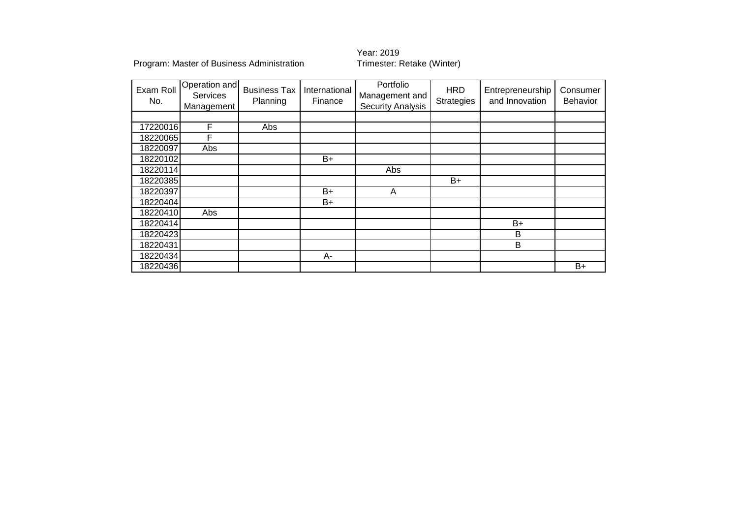Program: Master of Business Administration

Year: 2019
Trimester: Retake (Winter)

| Exam Roll No. | Operation and Services Management | Business Tax Planning | International Finance | Portfolio Management and Security Analysis | HRD Strategies | Entrepreneurship and Innovation | Consumer Behavior |
|---|---|---|---|---|---|---|---|
| | | | | | | | |
| 17220016 | F | Abs | | | | | |
| 18220065 | F | | | | | | |
| 18220097 | Abs | | | | | | |
| 18220102 | | | B+ | | | | |
| 18220114 | | | | Abs | | | |
| 18220385 | | | | | B+ | | |
| 18220397 | | | B+ | A | | | |
| 18220404 | | | B+ | | | | |
| 18220410 | Abs | | | | | | |
| 18220414 | | | | | | B+ | |
| 18220423 | | | | | | B | |
| 18220431 | | | | | | B | |
| 18220434 | | | A- | | | | |
| 18220436 | | | | | | | B+ |